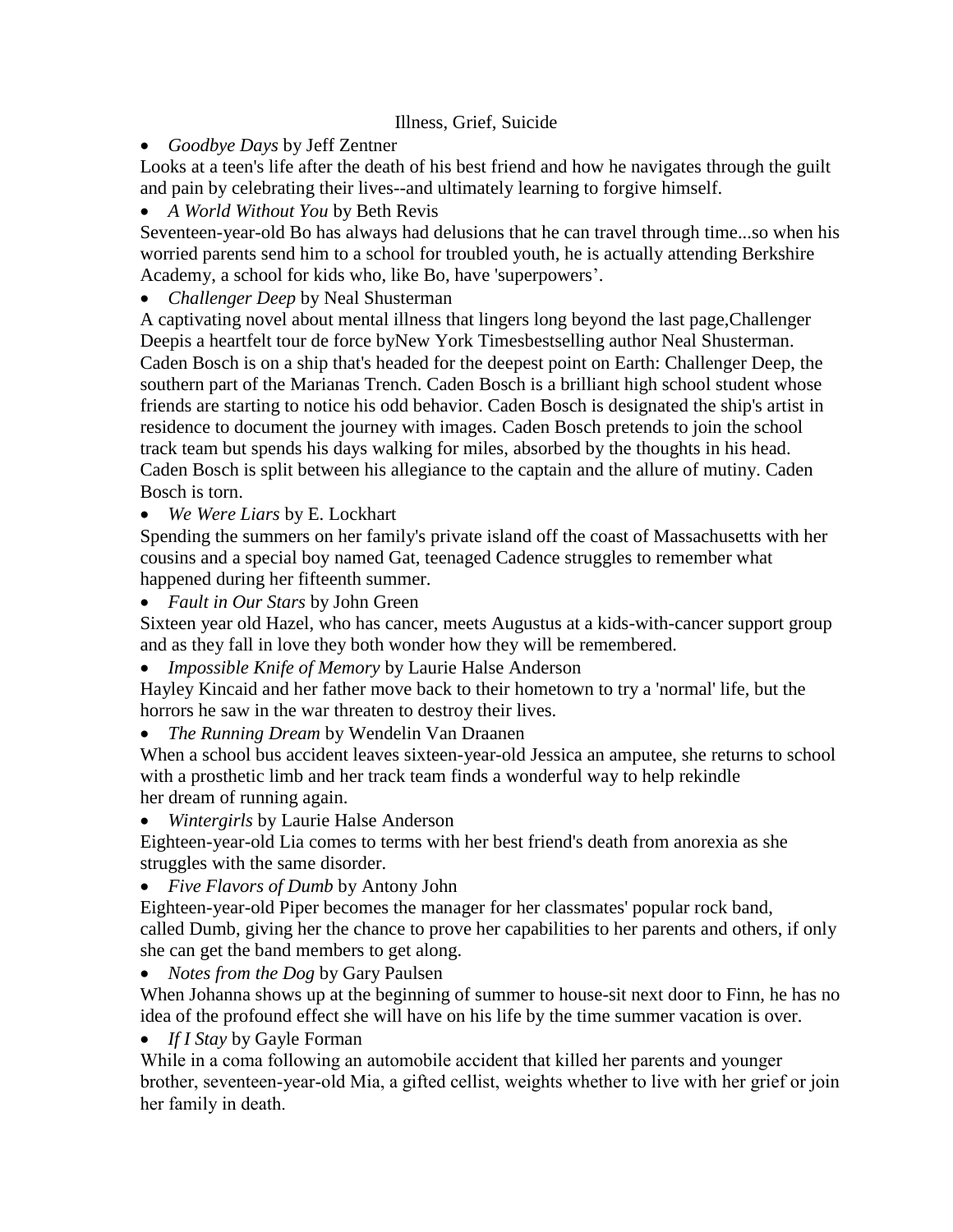# Illness, Grief, Suicide

- *Goodbye Days* by Jeff Zentner

Looks at a teen's life after the death of his best friend and how he navigates through the guilt and pain by celebrating their lives--and ultimately learning to forgive himself.

- *A World Without You* by Beth Revis

Seventeen-year-old Bo has always had delusions that he can travel through time...so when his worried parents send him to a school for troubled youth, he is actually attending Berkshire Academy, a school for kids who, like Bo, have 'superpowers'.

- *Challenger Deep* by Neal Shusterman

A captivating novel about mental illness that lingers long beyond the last page,Challenger Deepis a heartfelt tour de force byNew York Timesbestselling author Neal Shusterman. Caden Bosch is on a ship that's headed for the deepest point on Earth: Challenger Deep, the southern part of the Marianas Trench. Caden Bosch is a brilliant high school student whose friends are starting to notice his odd behavior. Caden Bosch is designated the ship's artist in residence to document the journey with images. Caden Bosch pretends to join the school track team but spends his days walking for miles, absorbed by the thoughts in his head. Caden Bosch is split between his allegiance to the captain and the allure of mutiny. Caden Bosch is torn.

- *We Were Liars* by E. Lockhart

Spending the summers on her family's private island off the coast of Massachusetts with her cousins and a special boy named Gat, teenaged Cadence struggles to remember what happened during her fifteenth summer.

- *Fault in Our Stars* by John Green

Sixteen year old Hazel, who has cancer, meets Augustus at a kids-with-cancer support group and as they fall in love they both wonder how they will be remembered.

- *Impossible Knife of Memory* by Laurie Halse Anderson

Hayley Kincaid and her father move back to their hometown to try a 'normal' life, but the horrors he saw in the war threaten to destroy their lives.

- *The Running Dream* by Wendelin Van Draanen

When a school bus accident leaves sixteen-year-old Jessica an amputee, she returns to school with a prosthetic limb and her track team finds a wonderful way to help rekindle her dream of running again.

- *Wintergirls* by Laurie Halse Anderson

Eighteen-year-old Lia comes to terms with her best friend's death from anorexia as she struggles with the same disorder.

- *Five Flavors of Dumb* by Antony John

Eighteen-year-old Piper becomes the manager for her classmates' popular rock band, called Dumb, giving her the chance to prove her capabilities to her parents and others, if only she can get the band members to get along.

- *Notes from the Dog* by Gary Paulsen

When Johanna shows up at the beginning of summer to house-sit next door to Finn, he has no idea of the profound effect she will have on his life by the time summer vacation is over.

- *If I Stay* by Gayle Forman

While in a coma following an automobile accident that killed her parents and younger brother, seventeen-year-old Mia, a gifted cellist, weights whether to live with her grief or join her family in death.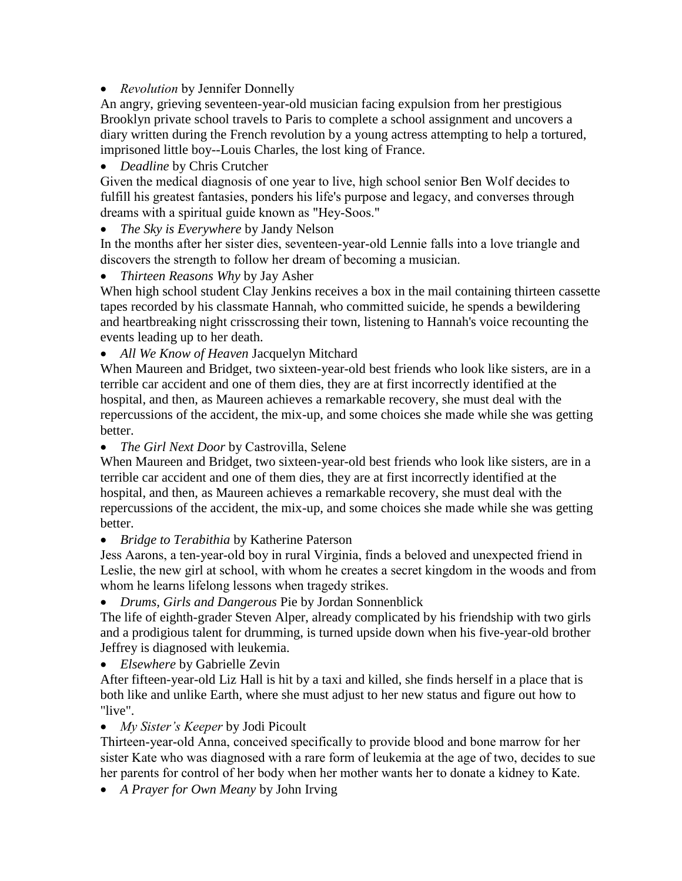- *Revolution* by Jennifer Donnelly

An angry, grieving seventeen-year-old musician facing expulsion from her prestigious Brooklyn private school travels to Paris to complete a school assignment and uncovers a diary written during the French revolution by a young actress attempting to help a tortured, imprisoned little boy--Louis Charles, the lost king of France.

- *Deadline* by Chris Crutcher

Given the medical diagnosis of one year to live, high school senior Ben Wolf decides to fulfill his greatest fantasies, ponders his life's purpose and legacy, and converses through dreams with a spiritual guide known as "Hey-Soos."

- *The Sky is Everywhere* by Jandy Nelson

In the months after her sister dies, seventeen-year-old Lennie falls into a love triangle and discovers the strength to follow her dream of becoming a musician.

- *Thirteen Reasons Why* by Jay Asher

When high school student Clay Jenkins receives a box in the mail containing thirteen cassette tapes recorded by his classmate Hannah, who committed suicide, he spends a bewildering and heartbreaking night crisscrossing their town, listening to Hannah's voice recounting the events leading up to her death.

- *All We Know of Heaven* Jacquelyn Mitchard

When Maureen and Bridget, two sixteen-year-old best friends who look like sisters, are in a terrible car accident and one of them dies, they are at first incorrectly identified at the hospital, and then, as Maureen achieves a remarkable recovery, she must deal with the repercussions of the accident, the mix-up, and some choices she made while she was getting better.

- *The Girl Next Door* by Castrovilla, Selene

When Maureen and Bridget, two sixteen-year-old best friends who look like sisters, are in a terrible car accident and one of them dies, they are at first incorrectly identified at the hospital, and then, as Maureen achieves a remarkable recovery, she must deal with the repercussions of the accident, the mix-up, and some choices she made while she was getting better.

- *Bridge to Terabithia* by Katherine Paterson

Jess Aarons, a ten-year-old boy in rural Virginia, finds a beloved and unexpected friend in Leslie, the new girl at school, with whom he creates a secret kingdom in the woods and from whom he learns lifelong lessons when tragedy strikes.

- *Drums, Girls and Dangerous* Pie by Jordan Sonnenblick

The life of eighth-grader Steven Alper, already complicated by his friendship with two girls and a prodigious talent for drumming, is turned upside down when his five-year-old brother Jeffrey is diagnosed with leukemia.

- *Elsewhere* by Gabrielle Zevin

After fifteen-year-old Liz Hall is hit by a taxi and killed, she finds herself in a place that is both like and unlike Earth, where she must adjust to her new status and figure out how to "live".

- *My Sister's Keeper* by Jodi Picoult

Thirteen-year-old Anna, conceived specifically to provide blood and bone marrow for her sister Kate who was diagnosed with a rare form of leukemia at the age of two, decides to sue her parents for control of her body when her mother wants her to donate a kidney to Kate.

- *A Prayer for Own Meany* by John Irving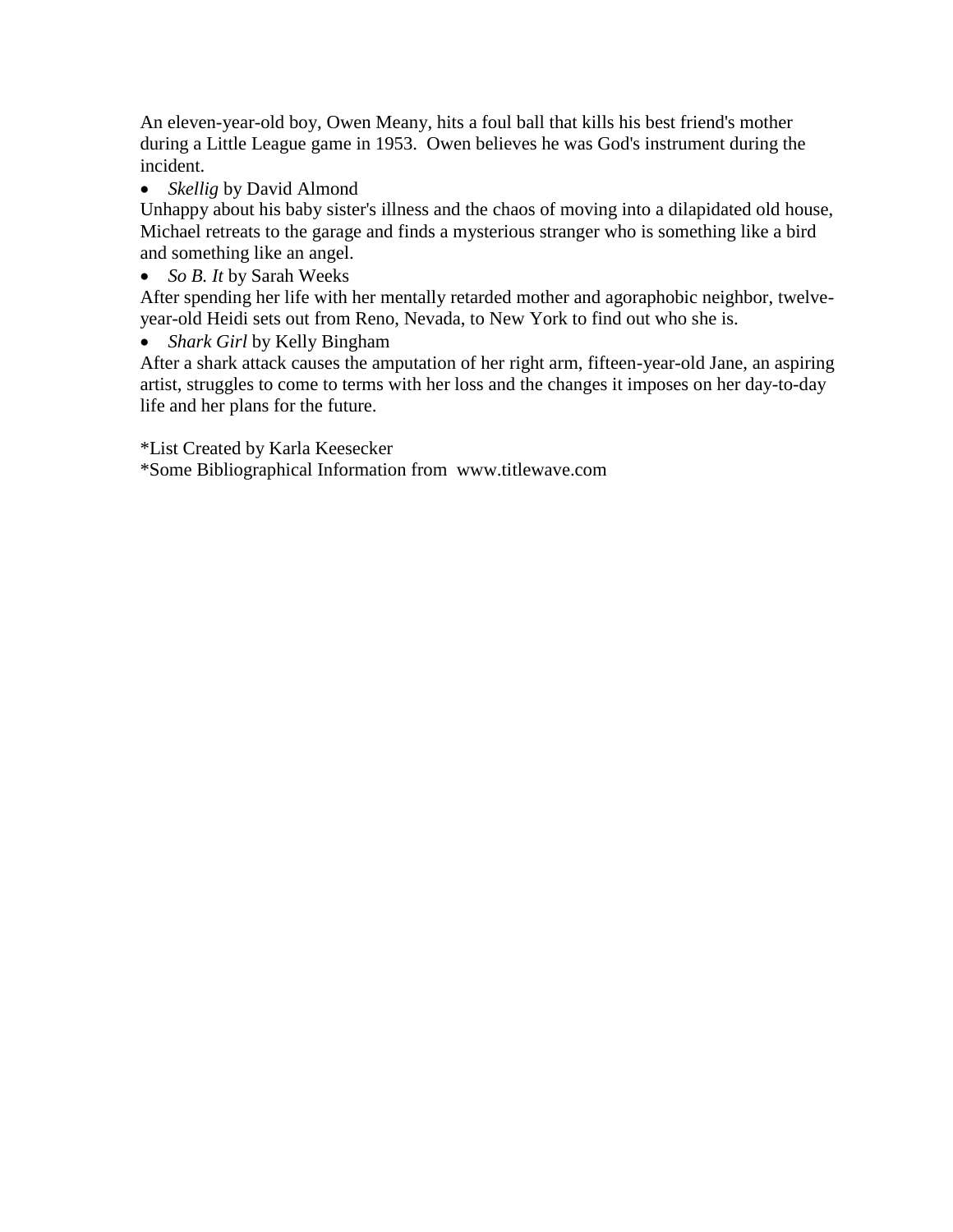An eleven-year-old boy, Owen Meany, hits a foul ball that kills his best friend's mother during a Little League game in 1953. Owen believes he was God's instrument during the incident.

- *Skellig* by David Almond

Unhappy about his baby sister's illness and the chaos of moving into a dilapidated old house, Michael retreats to the garage and finds a mysterious stranger who is something like a bird and something like an angel.

- *So B. It* by Sarah Weeks

After spending her life with her mentally retarded mother and agoraphobic neighbor, twelve-year-old Heidi sets out from Reno, Nevada, to New York to find out who she is.

- *Shark Girl* by Kelly Bingham

After a shark attack causes the amputation of her right arm, fifteen-year-old Jane, an aspiring artist, struggles to come to terms with her loss and the changes it imposes on her day-to-day life and her plans for the future.

*List Created by Karla Keesecker
*Some Bibliographical Information from www.titlewave.com